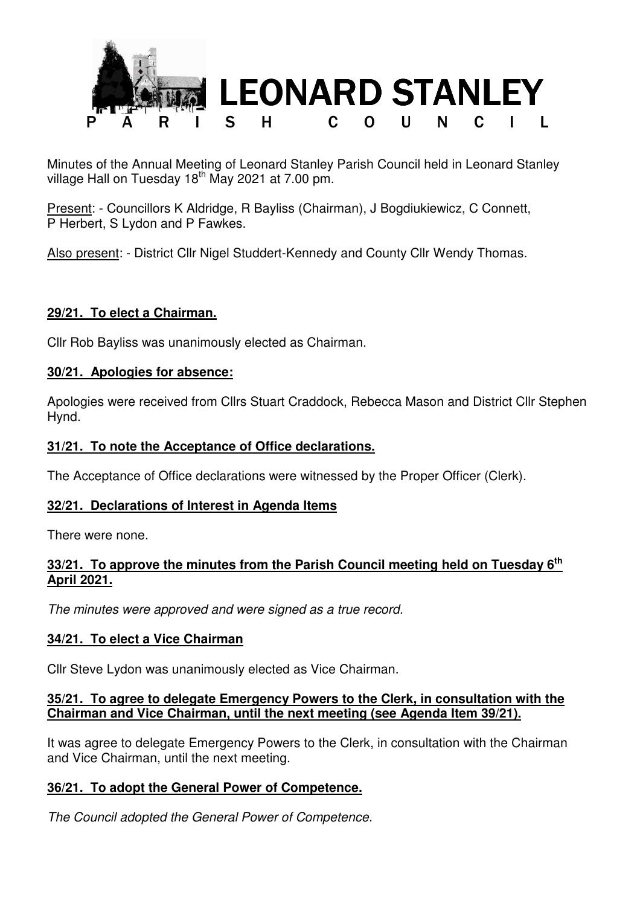# LEONARD STANLEY PARISH COUNCIL

Minutes of the Annual Meeting of Leonard Stanley Parish Council held in Leonard Stanley village Hall on Tuesday 18th May 2021 at 7.00 pm.

Present: - Councillors K Aldridge, R Bayliss (Chairman), J Bogdiukiewicz, C Connett, P Herbert, S Lydon and P Fawkes.

Also present: - District Cllr Nigel Studdert-Kennedy and County Cllr Wendy Thomas.

**29/21. To elect a Chairman.**

Cllr Rob Bayliss was unanimously elected as Chairman.

**30/21. Apologies for absence:**

Apologies were received from Cllrs Stuart Craddock, Rebecca Mason and District Cllr Stephen Hynd.

**31/21. To note the Acceptance of Office declarations.**

The Acceptance of Office declarations were witnessed by the Proper Officer (Clerk).

**32/21. Declarations of Interest in Agenda Items**

There were none.

**33/21. To approve the minutes from the Parish Council meeting held on Tuesday 6th April 2021.**

*The minutes were approved and were signed as a true record.*

**34/21. To elect a Vice Chairman**

Cllr Steve Lydon was unanimously elected as Vice Chairman.

**35/21. To agree to delegate Emergency Powers to the Clerk, in consultation with the Chairman and Vice Chairman, until the next meeting (see Agenda Item 39/21).**

It was agree to delegate Emergency Powers to the Clerk, in consultation with the Chairman and Vice Chairman, until the next meeting.

**36/21. To adopt the General Power of Competence.**

*The Council adopted the General Power of Competence.*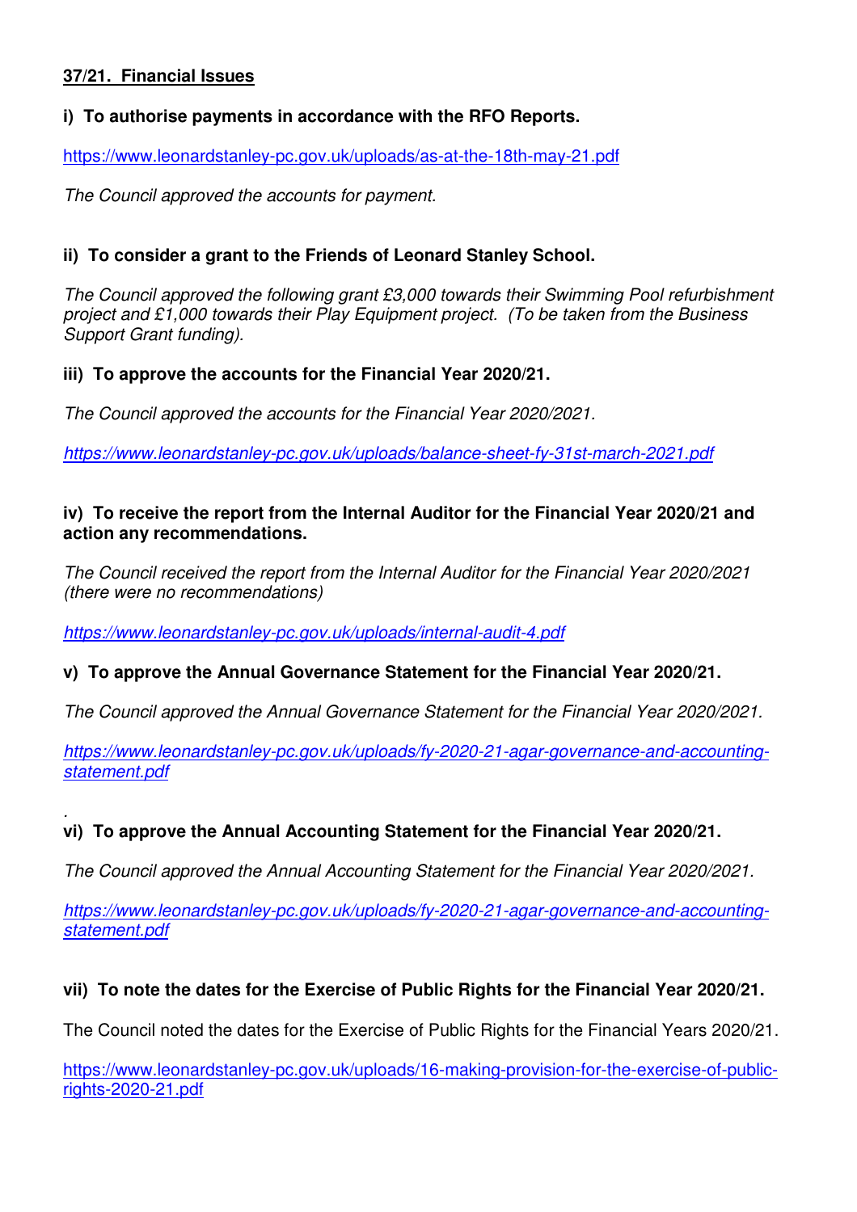## 37/21. Financial Issues

**i) To authorise payments in accordance with the RFO Reports.**

https://www.leonardstanley-pc.gov.uk/uploads/as-at-the-18th-may-21.pdf

*The Council approved the accounts for payment.*

**ii) To consider a grant to the Friends of Leonard Stanley School.**

*The Council approved the following grant £3,000 towards their Swimming Pool refurbishment project and £1,000 towards their Play Equipment project. (To be taken from the Business Support Grant funding).*

**iii) To approve the accounts for the Financial Year 2020/21.**

*The Council approved the accounts for the Financial Year 2020/2021.*

*https://www.leonardstanley-pc.gov.uk/uploads/balance-sheet-fy-31st-march-2021.pdf*

**iv) To receive the report from the Internal Auditor for the Financial Year 2020/21 and action any recommendations.**

*The Council received the report from the Internal Auditor for the Financial Year 2020/2021 (there were no recommendations)*

*https://www.leonardstanley-pc.gov.uk/uploads/internal-audit-4.pdf*

**v) To approve the Annual Governance Statement for the Financial Year 2020/21.**

*The Council approved the Annual Governance Statement for the Financial Year 2020/2021.*

*https://www.leonardstanley-pc.gov.uk/uploads/fy-2020-21-agar-governance-and-accounting-statement.pdf*

.

**vi) To approve the Annual Accounting Statement for the Financial Year 2020/21.**

*The Council approved the Annual Accounting Statement for the Financial Year 2020/2021.*

*https://www.leonardstanley-pc.gov.uk/uploads/fy-2020-21-agar-governance-and-accounting-statement.pdf*

**vii) To note the dates for the Exercise of Public Rights for the Financial Year 2020/21.**

The Council noted the dates for the Exercise of Public Rights for the Financial Years 2020/21.

https://www.leonardstanley-pc.gov.uk/uploads/16-making-provision-for-the-exercise-of-public-rights-2020-21.pdf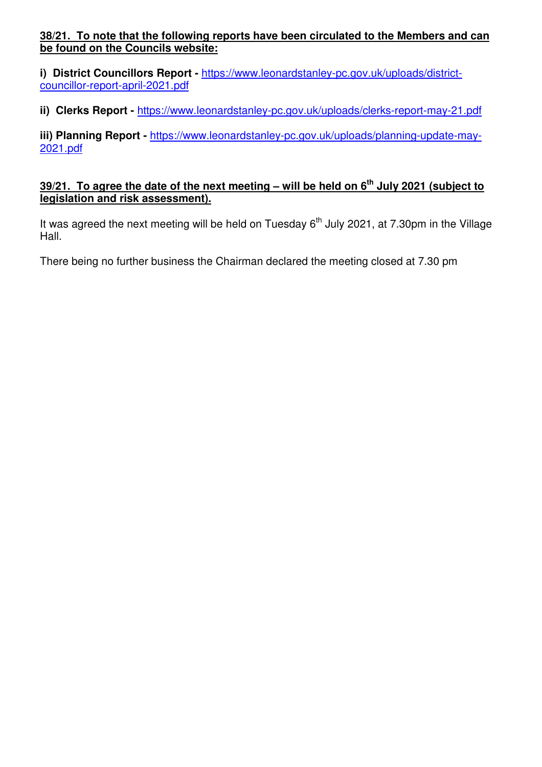**38/21. To note that the following reports have been circulated to the Members and can be found on the Councils website:**

**i) District Councillors Report -** https://www.leonardstanley-pc.gov.uk/uploads/district-councillor-report-april-2021.pdf

**ii) Clerks Report -** https://www.leonardstanley-pc.gov.uk/uploads/clerks-report-may-21.pdf

**iii) Planning Report -** https://www.leonardstanley-pc.gov.uk/uploads/planning-update-may-2021.pdf

**39/21. To agree the date of the next meeting – will be held on 6th July 2021 (subject to legislation and risk assessment).**

It was agreed the next meeting will be held on Tuesday 6th July 2021, at 7.30pm in the Village Hall.

There being no further business the Chairman declared the meeting closed at 7.30 pm